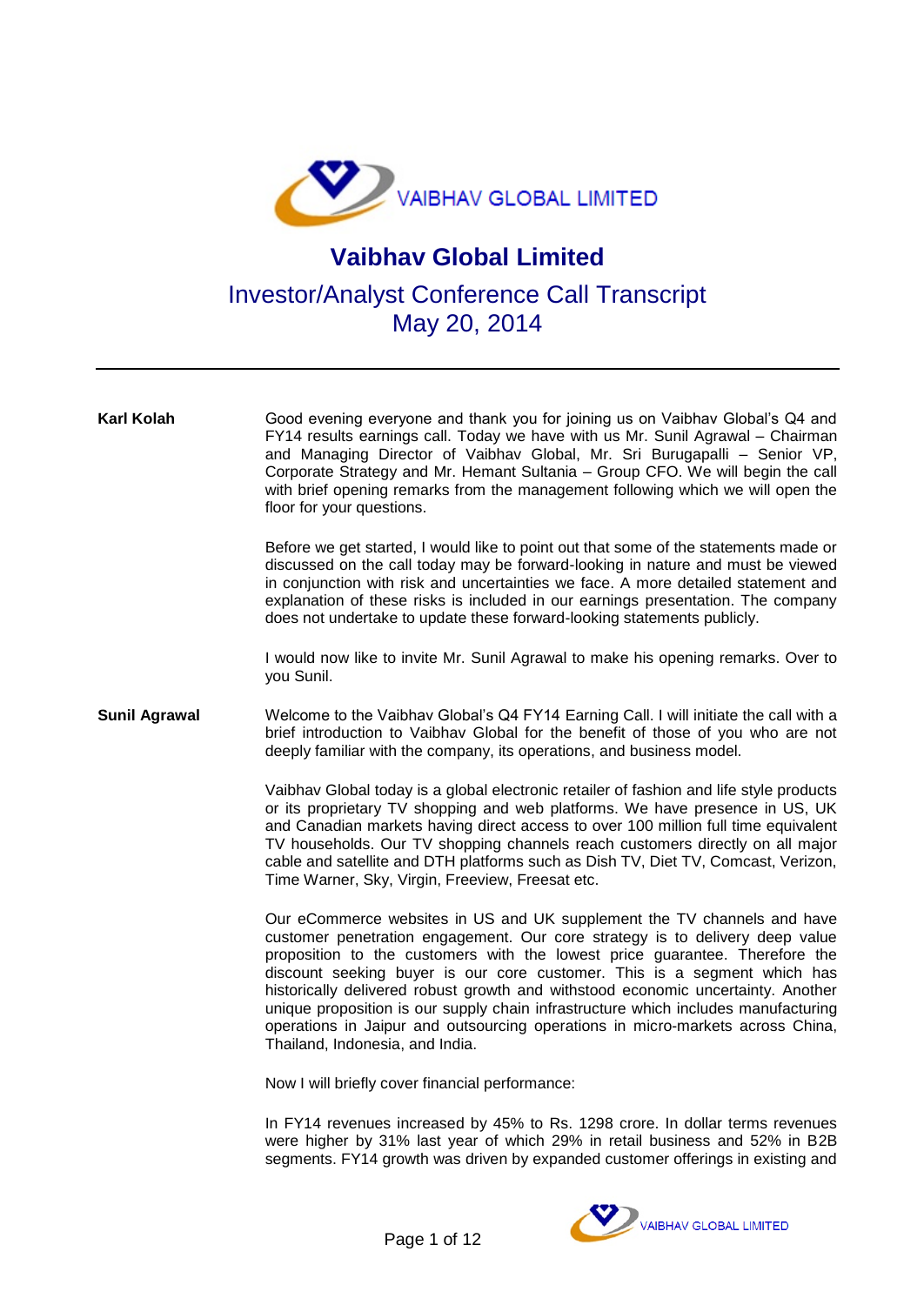VAIBHAV GLOBAL LIMITED

# Vaibhav Global Limited

## Investor/Analyst Conference Call Transcript
## May 20, 2014

---

**Karl Kolah**

Good evening everyone and thank you for joining us on Vaibhav Global's Q4 and FY14 results earnings call. Today we have with us Mr. Sunil Agrawal – Chairman and Managing Director of Vaibhav Global, Mr. Sri Burugapalli – Senior VP, Corporate Strategy and Mr. Hemant Sultania – Group CFO. We will begin the call with brief opening remarks from the management following which we will open the floor for your questions.

Before we get started, I would like to point out that some of the statements made or discussed on the call today may be forward-looking in nature and must be viewed in conjunction with risk and uncertainties we face. A more detailed statement and explanation of these risks is included in our earnings presentation. The company does not undertake to update these forward-looking statements publicly.

I would now like to invite Mr. Sunil Agrawal to make his opening remarks. Over to you Sunil.

**Sunil Agrawal**

Welcome to the Vaibhav Global's Q4 FY14 Earning Call. I will initiate the call with a brief introduction to Vaibhav Global for the benefit of those of you who are not deeply familiar with the company, its operations, and business model.

Vaibhav Global today is a global electronic retailer of fashion and life style products or its proprietary TV shopping and web platforms. We have presence in US, UK and Canadian markets having direct access to over 100 million full time equivalent TV households. Our TV shopping channels reach customers directly on all major cable and satellite and DTH platforms such as Dish TV, Diet TV, Comcast, Verizon, Time Warner, Sky, Virgin, Freeview, Freesat etc.

Our eCommerce websites in US and UK supplement the TV channels and have customer penetration engagement. Our core strategy is to delivery deep value proposition to the customers with the lowest price guarantee. Therefore the discount seeking buyer is our core customer. This is a segment which has historically delivered robust growth and withstood economic uncertainty. Another unique proposition is our supply chain infrastructure which includes manufacturing operations in Jaipur and outsourcing operations in micro-markets across China, Thailand, Indonesia, and India.

Now I will briefly cover financial performance:

In FY14 revenues increased by 45% to Rs. 1298 crore. In dollar terms revenues were higher by 31% last year of which 29% in retail business and 52% in B2B segments. FY14 growth was driven by expanded customer offerings in existing and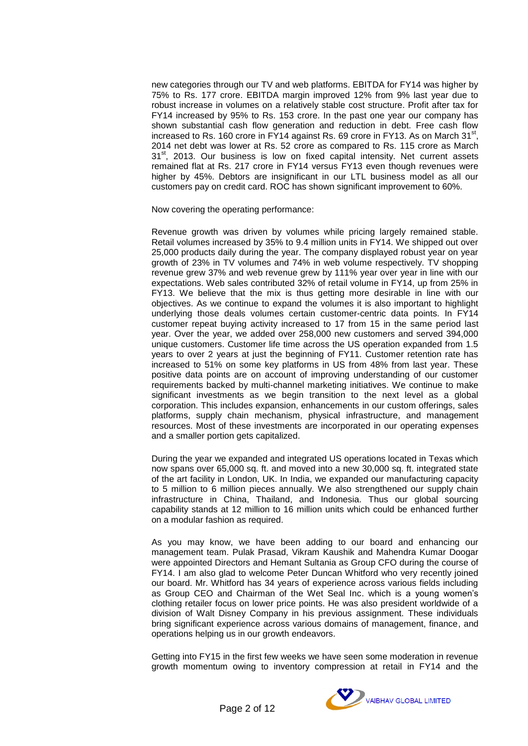new categories through our TV and web platforms. EBITDA for FY14 was higher by 75% to Rs. 177 crore. EBITDA margin improved 12% from 9% last year due to robust increase in volumes on a relatively stable cost structure. Profit after tax for FY14 increased by 95% to Rs. 153 crore. In the past one year our company has shown substantial cash flow generation and reduction in debt. Free cash flow increased to Rs. 160 crore in FY14 against Rs. 69 crore in FY13. As on March 31st, 2014 net debt was lower at Rs. 52 crore as compared to Rs. 115 crore as March 31st, 2013. Our business is low on fixed capital intensity. Net current assets remained flat at Rs. 217 crore in FY14 versus FY13 even though revenues were higher by 45%. Debtors are insignificant in our LTL business model as all our customers pay on credit card. ROC has shown significant improvement to 60%.

Now covering the operating performance:

Revenue growth was driven by volumes while pricing largely remained stable. Retail volumes increased by 35% to 9.4 million units in FY14. We shipped out over 25,000 products daily during the year. The company displayed robust year on year growth of 23% in TV volumes and 74% in web volume respectively. TV shopping revenue grew 37% and web revenue grew by 111% year over year in line with our expectations. Web sales contributed 32% of retail volume in FY14, up from 25% in FY13. We believe that the mix is thus getting more desirable in line with our objectives. As we continue to expand the volumes it is also important to highlight underlying those deals volumes certain customer-centric data points. In FY14 customer repeat buying activity increased to 17 from 15 in the same period last year. Over the year, we added over 258,000 new customers and served 394,000 unique customers. Customer life time across the US operation expanded from 1.5 years to over 2 years at just the beginning of FY11. Customer retention rate has increased to 51% on some key platforms in US from 48% from last year. These positive data points are on account of improving understanding of our customer requirements backed by multi-channel marketing initiatives. We continue to make significant investments as we begin transition to the next level as a global corporation. This includes expansion, enhancements in our custom offerings, sales platforms, supply chain mechanism, physical infrastructure, and management resources. Most of these investments are incorporated in our operating expenses and a smaller portion gets capitalized.

During the year we expanded and integrated US operations located in Texas which now spans over 65,000 sq. ft. and moved into a new 30,000 sq. ft. integrated state of the art facility in London, UK. In India, we expanded our manufacturing capacity to 5 million to 6 million pieces annually. We also strengthened our supply chain infrastructure in China, Thailand, and Indonesia. Thus our global sourcing capability stands at 12 million to 16 million units which could be enhanced further on a modular fashion as required.

As you may know, we have been adding to our board and enhancing our management team. Pulak Prasad, Vikram Kaushik and Mahendra Kumar Doogar were appointed Directors and Hemant Sultania as Group CFO during the course of FY14. I am also glad to welcome Peter Duncan Whitford who very recently joined our board. Mr. Whitford has 34 years of experience across various fields including as Group CEO and Chairman of the Wet Seal Inc. which is a young women's clothing retailer focus on lower price points. He was also president worldwide of a division of Walt Disney Company in his previous assignment. These individuals bring significant experience across various domains of management, finance, and operations helping us in our growth endeavors.

Getting into FY15 in the first few weeks we have seen some moderation in revenue growth momentum owing to inventory compression at retail in FY14 and the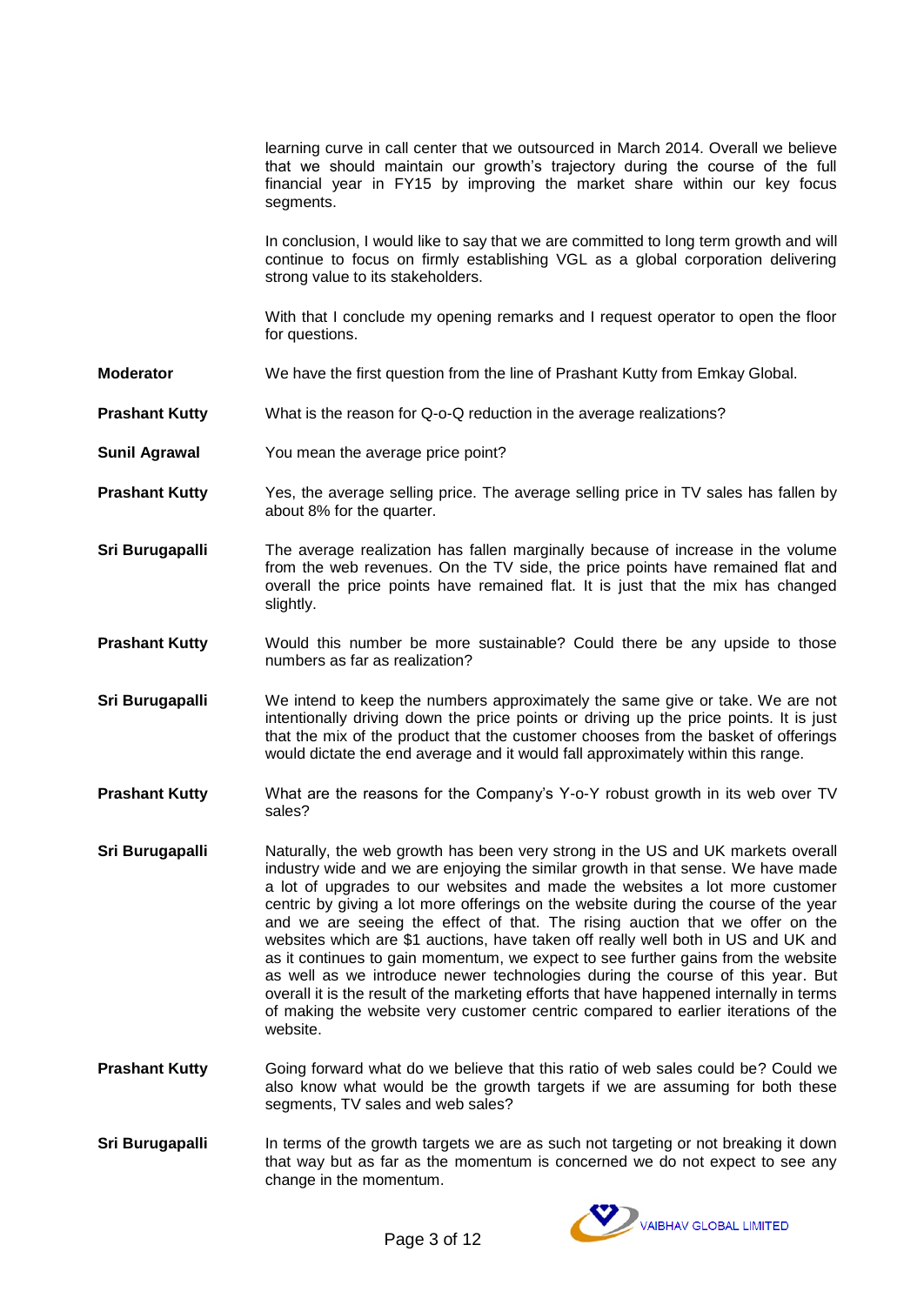learning curve in call center that we outsourced in March 2014. Overall we believe that we should maintain our growth's trajectory during the course of the full financial year in FY15 by improving the market share within our key focus segments.

In conclusion, I would like to say that we are committed to long term growth and will continue to focus on firmly establishing VGL as a global corporation delivering strong value to its stakeholders.

With that I conclude my opening remarks and I request operator to open the floor for questions.

**Moderator** We have the first question from the line of Prashant Kutty from Emkay Global.

**Prashant Kutty** What is the reason for Q-o-Q reduction in the average realizations?

**Sunil Agrawal** You mean the average price point?

**Prashant Kutty** Yes, the average selling price. The average selling price in TV sales has fallen by about 8% for the quarter.

**Sri Burugapalli** The average realization has fallen marginally because of increase in the volume from the web revenues. On the TV side, the price points have remained flat and overall the price points have remained flat. It is just that the mix has changed slightly.

**Prashant Kutty** Would this number be more sustainable? Could there be any upside to those numbers as far as realization?

**Sri Burugapalli** We intend to keep the numbers approximately the same give or take. We are not intentionally driving down the price points or driving up the price points. It is just that the mix of the product that the customer chooses from the basket of offerings would dictate the end average and it would fall approximately within this range.

**Prashant Kutty** What are the reasons for the Company's Y-o-Y robust growth in its web over TV sales?

**Sri Burugapalli** Naturally, the web growth has been very strong in the US and UK markets overall industry wide and we are enjoying the similar growth in that sense. We have made a lot of upgrades to our websites and made the websites a lot more customer centric by giving a lot more offerings on the website during the course of the year and we are seeing the effect of that. The rising auction that we offer on the websites which are $1 auctions, have taken off really well both in US and UK and as it continues to gain momentum, we expect to see further gains from the website as well as we introduce newer technologies during the course of this year. But overall it is the result of the marketing efforts that have happened internally in terms of making the website very customer centric compared to earlier iterations of the website.

**Prashant Kutty** Going forward what do we believe that this ratio of web sales could be? Could we also know what would be the growth targets if we are assuming for both these segments, TV sales and web sales?

**Sri Burugapalli** In terms of the growth targets we are as such not targeting or not breaking it down that way but as far as the momentum is concerned we do not expect to see any change in the momentum.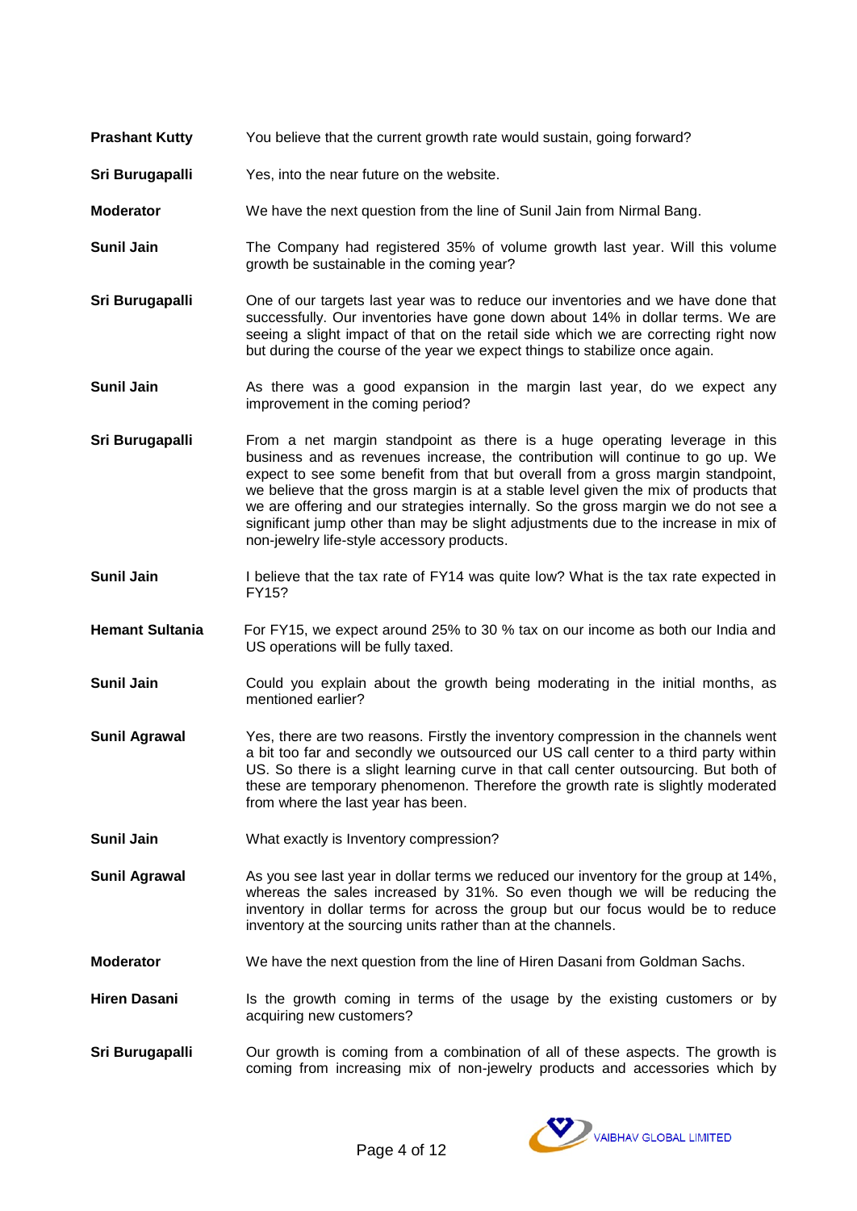**Prashant Kutty** You believe that the current growth rate would sustain, going forward?

**Sri Burugapalli** Yes, into the near future on the website.

**Moderator** We have the next question from the line of Sunil Jain from Nirmal Bang.

**Sunil Jain** The Company had registered 35% of volume growth last year. Will this volume growth be sustainable in the coming year?

**Sri Burugapalli** One of our targets last year was to reduce our inventories and we have done that successfully. Our inventories have gone down about 14% in dollar terms. We are seeing a slight impact of that on the retail side which we are correcting right now but during the course of the year we expect things to stabilize once again.

**Sunil Jain** As there was a good expansion in the margin last year, do we expect any improvement in the coming period?

**Sri Burugapalli** From a net margin standpoint as there is a huge operating leverage in this business and as revenues increase, the contribution will continue to go up. We expect to see some benefit from that but overall from a gross margin standpoint, we believe that the gross margin is at a stable level given the mix of products that we are offering and our strategies internally. So the gross margin we do not see a significant jump other than may be slight adjustments due to the increase in mix of non-jewelry life-style accessory products.

**Sunil Jain** I believe that the tax rate of FY14 was quite low? What is the tax rate expected in FY15?

**Hemant Sultania** For FY15, we expect around 25% to 30 % tax on our income as both our India and US operations will be fully taxed.

**Sunil Jain** Could you explain about the growth being moderating in the initial months, as mentioned earlier?

**Sunil Agrawal** Yes, there are two reasons. Firstly the inventory compression in the channels went a bit too far and secondly we outsourced our US call center to a third party within US. So there is a slight learning curve in that call center outsourcing. But both of these are temporary phenomenon. Therefore the growth rate is slightly moderated from where the last year has been.

**Sunil Jain** What exactly is Inventory compression?

**Sunil Agrawal** As you see last year in dollar terms we reduced our inventory for the group at 14%, whereas the sales increased by 31%. So even though we will be reducing the inventory in dollar terms for across the group but our focus would be to reduce inventory at the sourcing units rather than at the channels.

**Moderator** We have the next question from the line of Hiren Dasani from Goldman Sachs.

**Hiren Dasani** Is the growth coming in terms of the usage by the existing customers or by acquiring new customers?

**Sri Burugapalli** Our growth is coming from a combination of all of these aspects. The growth is coming from increasing mix of non-jewelry products and accessories which by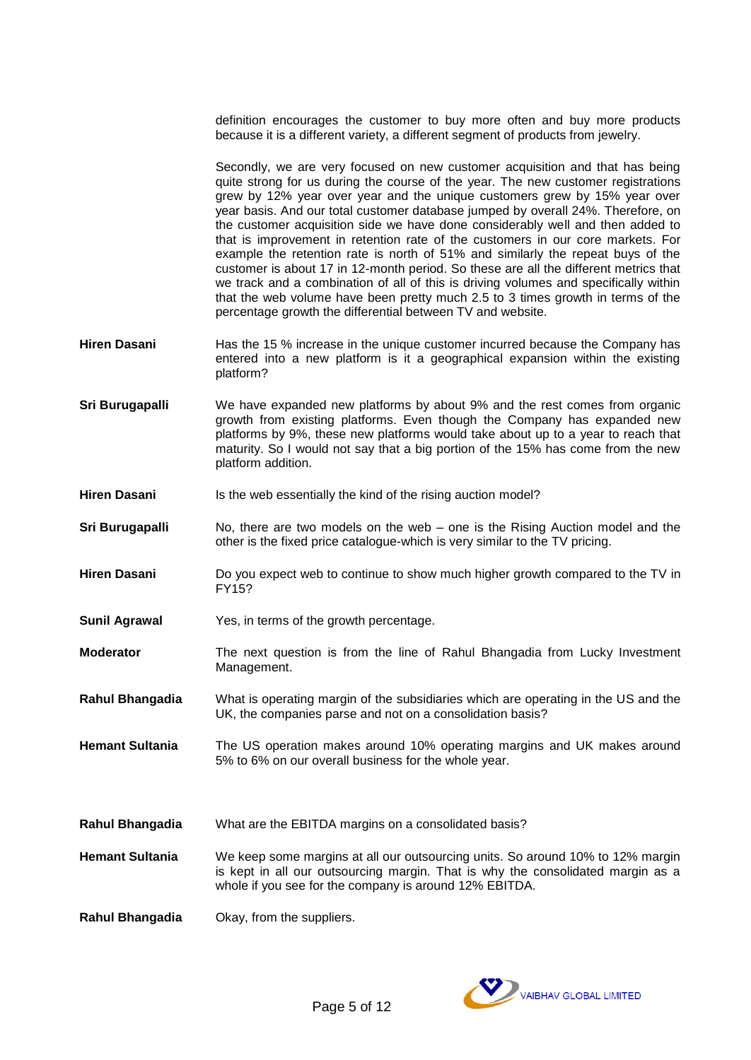definition encourages the customer to buy more often and buy more products because it is a different variety, a different segment of products from jewelry.

Secondly, we are very focused on new customer acquisition and that has being quite strong for us during the course of the year. The new customer registrations grew by 12% year over year and the unique customers grew by 15% year over year basis. And our total customer database jumped by overall 24%. Therefore, on the customer acquisition side we have done considerably well and then added to that is improvement in retention rate of the customers in our core markets. For example the retention rate is north of 51% and similarly the repeat buys of the customer is about 17 in 12-month period. So these are all the different metrics that we track and a combination of all of this is driving volumes and specifically within that the web volume have been pretty much 2.5 to 3 times growth in terms of the percentage growth the differential between TV and website.

**Hiren Dasani** Has the 15 % increase in the unique customer incurred because the Company has entered into a new platform is it a geographical expansion within the existing platform?

**Sri Burugapalli** We have expanded new platforms by about 9% and the rest comes from organic growth from existing platforms. Even though the Company has expanded new platforms by 9%, these new platforms would take about up to a year to reach that maturity. So I would not say that a big portion of the 15% has come from the new platform addition.

**Hiren Dasani** Is the web essentially the kind of the rising auction model?

**Sri Burugapalli** No, there are two models on the web – one is the Rising Auction model and the other is the fixed price catalogue-which is very similar to the TV pricing.

**Hiren Dasani** Do you expect web to continue to show much higher growth compared to the TV in FY15?

**Sunil Agrawal** Yes, in terms of the growth percentage.

**Moderator** The next question is from the line of Rahul Bhangadia from Lucky Investment Management.

**Rahul Bhangadia** What is operating margin of the subsidiaries which are operating in the US and the UK, the companies parse and not on a consolidation basis?

**Hemant Sultania** The US operation makes around 10% operating margins and UK makes around 5% to 6% on our overall business for the whole year.

**Rahul Bhangadia** What are the EBITDA margins on a consolidated basis?

**Hemant Sultania** We keep some margins at all our outsourcing units. So around 10% to 12% margin is kept in all our outsourcing margin. That is why the consolidated margin as a whole if you see for the company is around 12% EBITDA.

**Rahul Bhangadia** Okay, from the suppliers.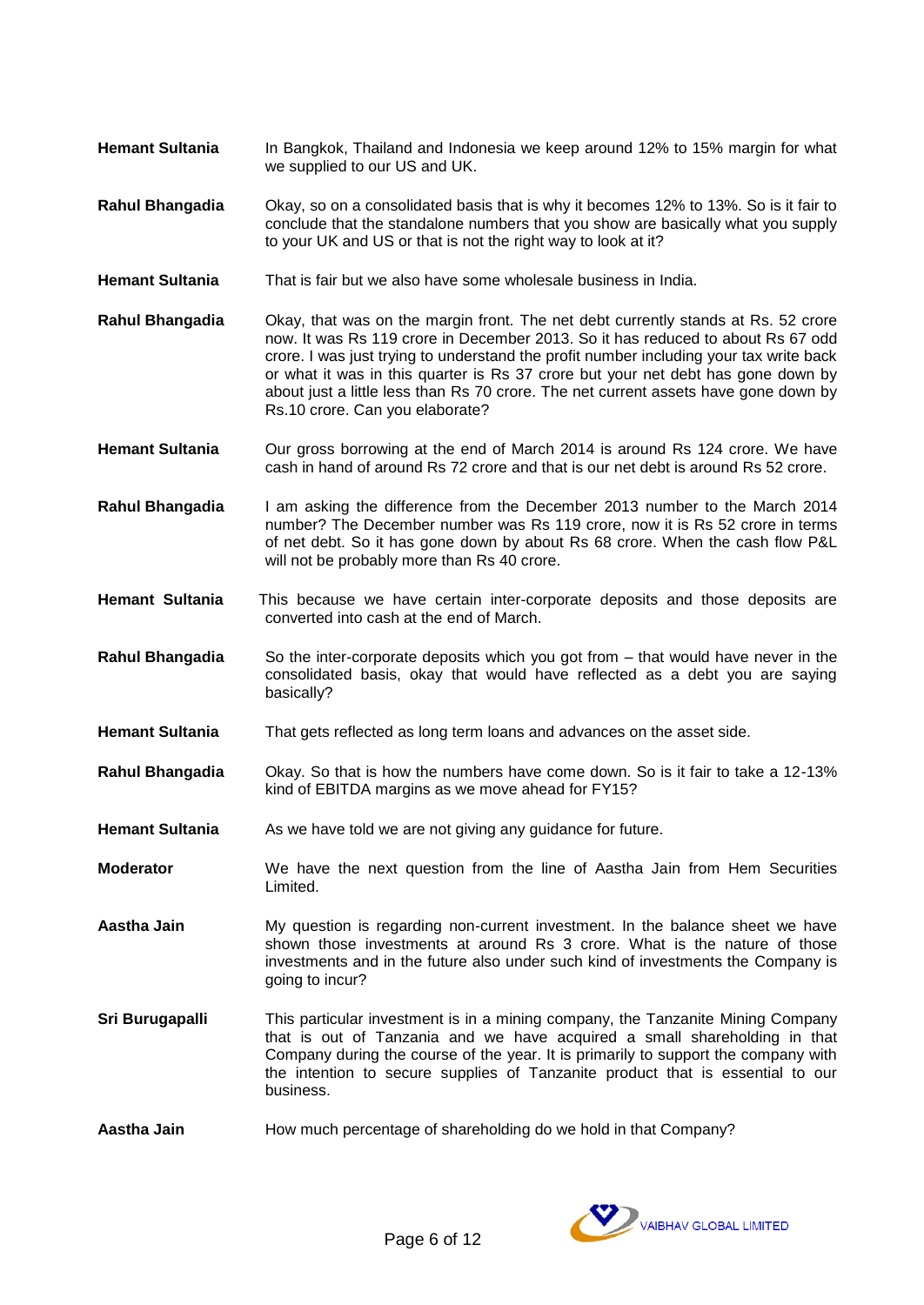**Hemant Sultania** In Bangkok, Thailand and Indonesia we keep around 12% to 15% margin for what we supplied to our US and UK.

**Rahul Bhangadia** Okay, so on a consolidated basis that is why it becomes 12% to 13%. So is it fair to conclude that the standalone numbers that you show are basically what you supply to your UK and US or that is not the right way to look at it?

**Hemant Sultania** That is fair but we also have some wholesale business in India.

**Rahul Bhangadia** Okay, that was on the margin front. The net debt currently stands at Rs. 52 crore now. It was Rs 119 crore in December 2013. So it has reduced to about Rs 67 odd crore. I was just trying to understand the profit number including your tax write back or what it was in this quarter is Rs 37 crore but your net debt has gone down by about just a little less than Rs 70 crore. The net current assets have gone down by Rs.10 crore. Can you elaborate?

**Hemant Sultania** Our gross borrowing at the end of March 2014 is around Rs 124 crore. We have cash in hand of around Rs 72 crore and that is our net debt is around Rs 52 crore.

**Rahul Bhangadia** I am asking the difference from the December 2013 number to the March 2014 number? The December number was Rs 119 crore, now it is Rs 52 crore in terms of net debt. So it has gone down by about Rs 68 crore. When the cash flow P&L will not be probably more than Rs 40 crore.

**Hemant Sultania** This because we have certain inter-corporate deposits and those deposits are converted into cash at the end of March.

**Rahul Bhangadia** So the inter-corporate deposits which you got from – that would have never in the consolidated basis, okay that would have reflected as a debt you are saying basically?

**Hemant Sultania** That gets reflected as long term loans and advances on the asset side.

**Rahul Bhangadia** Okay. So that is how the numbers have come down. So is it fair to take a 12-13% kind of EBITDA margins as we move ahead for FY15?

**Hemant Sultania** As we have told we are not giving any guidance for future.

**Moderator** We have the next question from the line of Aastha Jain from Hem Securities Limited.

**Aastha Jain** My question is regarding non-current investment. In the balance sheet we have shown those investments at around Rs 3 crore. What is the nature of those investments and in the future also under such kind of investments the Company is going to incur?

**Sri Burugapalli** This particular investment is in a mining company, the Tanzanite Mining Company that is out of Tanzania and we have acquired a small shareholding in that Company during the course of the year. It is primarily to support the company with the intention to secure supplies of Tanzanite product that is essential to our business.

**Aastha Jain** How much percentage of shareholding do we hold in that Company?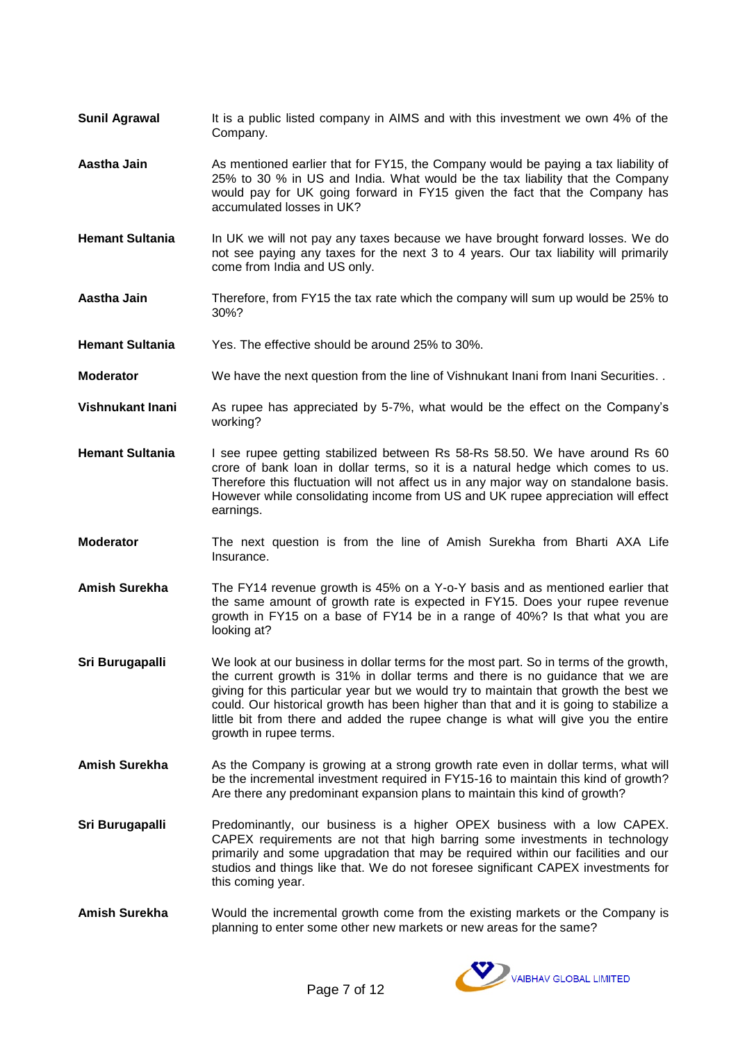**Sunil Agrawal** It is a public listed company in AIMS and with this investment we own 4% of the Company.

**Aastha Jain** As mentioned earlier that for FY15, the Company would be paying a tax liability of 25% to 30 % in US and India. What would be the tax liability that the Company would pay for UK going forward in FY15 given the fact that the Company has accumulated losses in UK?

**Hemant Sultania** In UK we will not pay any taxes because we have brought forward losses. We do not see paying any taxes for the next 3 to 4 years. Our tax liability will primarily come from India and US only.

**Aastha Jain** Therefore, from FY15 the tax rate which the company will sum up would be 25% to 30%?

**Hemant Sultania** Yes. The effective should be around 25% to 30%.

**Moderator** We have the next question from the line of Vishnukant Inani from Inani Securities. .

**Vishnukant Inani** As rupee has appreciated by 5-7%, what would be the effect on the Company's working?

**Hemant Sultania** I see rupee getting stabilized between Rs 58-Rs 58.50. We have around Rs 60 crore of bank loan in dollar terms, so it is a natural hedge which comes to us. Therefore this fluctuation will not affect us in any major way on standalone basis. However while consolidating income from US and UK rupee appreciation will effect earnings.

**Moderator** The next question is from the line of Amish Surekha from Bharti AXA Life Insurance.

**Amish Surekha** The FY14 revenue growth is 45% on a Y-o-Y basis and as mentioned earlier that the same amount of growth rate is expected in FY15. Does your rupee revenue growth in FY15 on a base of FY14 be in a range of 40%? Is that what you are looking at?

**Sri Burugapalli** We look at our business in dollar terms for the most part. So in terms of the growth, the current growth is 31% in dollar terms and there is no guidance that we are giving for this particular year but we would try to maintain that growth the best we could. Our historical growth has been higher than that and it is going to stabilize a little bit from there and added the rupee change is what will give you the entire growth in rupee terms.

**Amish Surekha** As the Company is growing at a strong growth rate even in dollar terms, what will be the incremental investment required in FY15-16 to maintain this kind of growth? Are there any predominant expansion plans to maintain this kind of growth?

**Sri Burugapalli** Predominantly, our business is a higher OPEX business with a low CAPEX. CAPEX requirements are not that high barring some investments in technology primarily and some upgradation that may be required within our facilities and our studios and things like that. We do not foresee significant CAPEX investments for this coming year.

**Amish Surekha** Would the incremental growth come from the existing markets or the Company is planning to enter some other new markets or new areas for the same?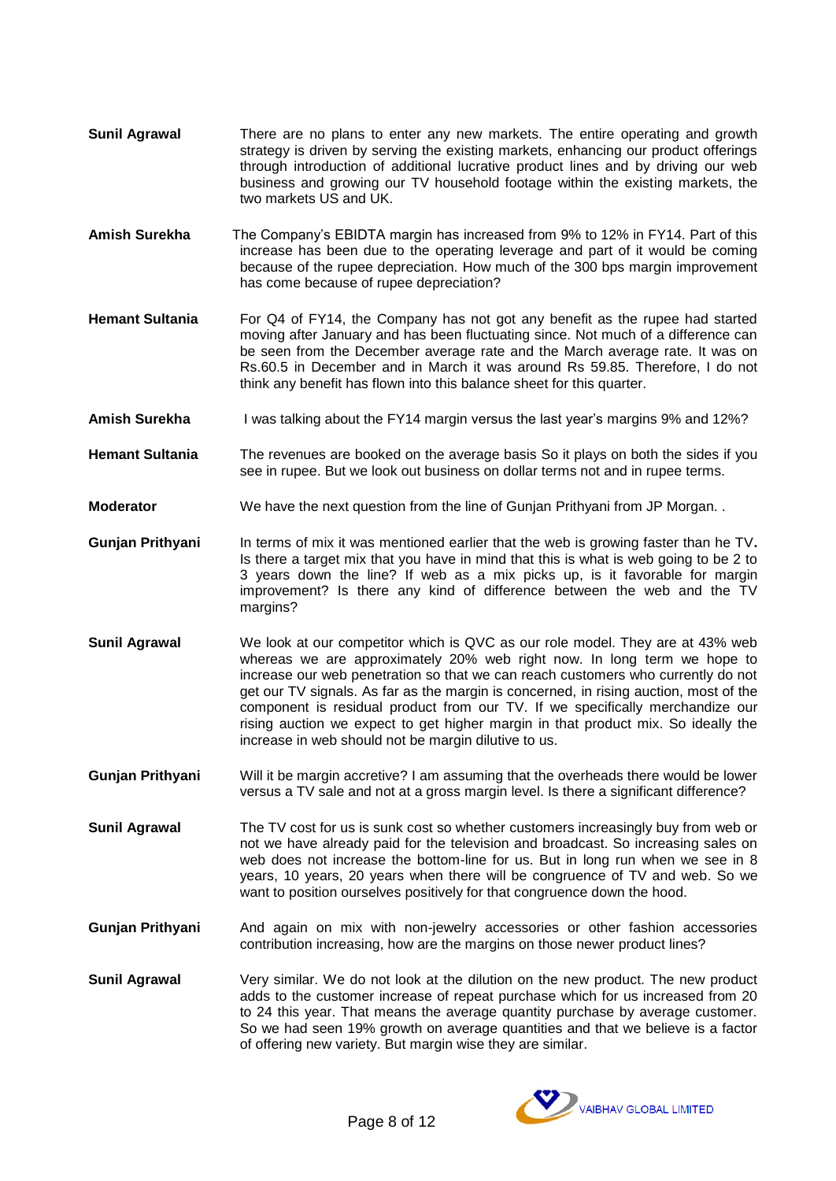**Sunil Agrawal** There are no plans to enter any new markets. The entire operating and growth strategy is driven by serving the existing markets, enhancing our product offerings through introduction of additional lucrative product lines and by driving our web business and growing our TV household footage within the existing markets, the two markets US and UK.

**Amish Surekha** The Company's EBIDTA margin has increased from 9% to 12% in FY14. Part of this increase has been due to the operating leverage and part of it would be coming because of the rupee depreciation. How much of the 300 bps margin improvement has come because of rupee depreciation?

**Hemant Sultania** For Q4 of FY14, the Company has not got any benefit as the rupee had started moving after January and has been fluctuating since. Not much of a difference can be seen from the December average rate and the March average rate. It was on Rs.60.5 in December and in March it was around Rs 59.85. Therefore, I do not think any benefit has flown into this balance sheet for this quarter.

**Amish Surekha** I was talking about the FY14 margin versus the last year's margins 9% and 12%?

**Hemant Sultania** The revenues are booked on the average basis So it plays on both the sides if you see in rupee. But we look out business on dollar terms not and in rupee terms.

**Moderator** We have the next question from the line of Gunjan Prithyani from JP Morgan. .

**Gunjan Prithyani** In terms of mix it was mentioned earlier that the web is growing faster than he TV**.** Is there a target mix that you have in mind that this is what is web going to be 2 to 3 years down the line? If web as a mix picks up, is it favorable for margin improvement? Is there any kind of difference between the web and the TV margins?

**Sunil Agrawal** We look at our competitor which is QVC as our role model. They are at 43% web whereas we are approximately 20% web right now. In long term we hope to increase our web penetration so that we can reach customers who currently do not get our TV signals. As far as the margin is concerned, in rising auction, most of the component is residual product from our TV. If we specifically merchandize our rising auction we expect to get higher margin in that product mix. So ideally the increase in web should not be margin dilutive to us.

**Gunjan Prithyani** Will it be margin accretive? I am assuming that the overheads there would be lower versus a TV sale and not at a gross margin level. Is there a significant difference?

**Sunil Agrawal** The TV cost for us is sunk cost so whether customers increasingly buy from web or not we have already paid for the television and broadcast. So increasing sales on web does not increase the bottom-line for us. But in long run when we see in 8 years, 10 years, 20 years when there will be congruence of TV and web. So we want to position ourselves positively for that congruence down the hood.

**Gunjan Prithyani** And again on mix with non-jewelry accessories or other fashion accessories contribution increasing, how are the margins on those newer product lines?

**Sunil Agrawal** Very similar. We do not look at the dilution on the new product. The new product adds to the customer increase of repeat purchase which for us increased from 20 to 24 this year. That means the average quantity purchase by average customer. So we had seen 19% growth on average quantities and that we believe is a factor of offering new variety. But margin wise they are similar.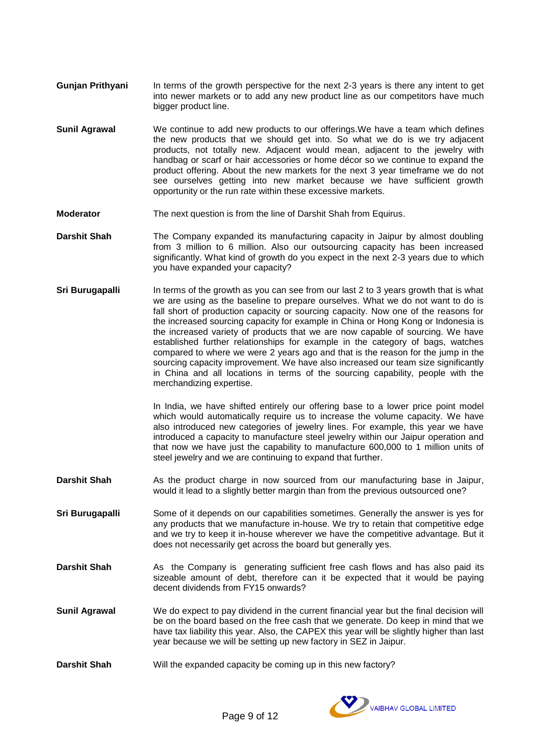**Gunjan Prithyani** In terms of the growth perspective for the next 2-3 years is there any intent to get into newer markets or to add any new product line as our competitors have much bigger product line.

**Sunil Agrawal** We continue to add new products to our offerings.We have a team which defines the new products that we should get into. So what we do is we try adjacent products, not totally new. Adjacent would mean, adjacent to the jewelry with handbag or scarf or hair accessories or home décor so we continue to expand the product offering. About the new markets for the next 3 year timeframe we do not see ourselves getting into new market because we have sufficient growth opportunity or the run rate within these excessive markets.

**Moderator** The next question is from the line of Darshit Shah from Equirus.

**Darshit Shah** The Company expanded its manufacturing capacity in Jaipur by almost doubling from 3 million to 6 million. Also our outsourcing capacity has been increased significantly. What kind of growth do you expect in the next 2-3 years due to which you have expanded your capacity?

**Sri Burugapalli** In terms of the growth as you can see from our last 2 to 3 years growth that is what we are using as the baseline to prepare ourselves. What we do not want to do is fall short of production capacity or sourcing capacity. Now one of the reasons for the increased sourcing capacity for example in China or Hong Kong or Indonesia is the increased variety of products that we are now capable of sourcing. We have established further relationships for example in the category of bags, watches compared to where we were 2 years ago and that is the reason for the jump in the sourcing capacity improvement. We have also increased our team size significantly in China and all locations in terms of the sourcing capability, people with the merchandizing expertise.

In India, we have shifted entirely our offering base to a lower price point model which would automatically require us to increase the volume capacity. We have also introduced new categories of jewelry lines. For example, this year we have introduced a capacity to manufacture steel jewelry within our Jaipur operation and that now we have just the capability to manufacture 600,000 to 1 million units of steel jewelry and we are continuing to expand that further.

**Darshit Shah** As the product charge in now sourced from our manufacturing base in Jaipur, would it lead to a slightly better margin than from the previous outsourced one?

**Sri Burugapalli** Some of it depends on our capabilities sometimes. Generally the answer is yes for any products that we manufacture in-house. We try to retain that competitive edge and we try to keep it in-house wherever we have the competitive advantage. But it does not necessarily get across the board but generally yes.

**Darshit Shah** As the Company is generating sufficient free cash flows and has also paid its sizeable amount of debt, therefore can it be expected that it would be paying decent dividends from FY15 onwards?

**Sunil Agrawal** We do expect to pay dividend in the current financial year but the final decision will be on the board based on the free cash that we generate. Do keep in mind that we have tax liability this year. Also, the CAPEX this year will be slightly higher than last year because we will be setting up new factory in SEZ in Jaipur.

**Darshit Shah** Will the expanded capacity be coming up in this new factory?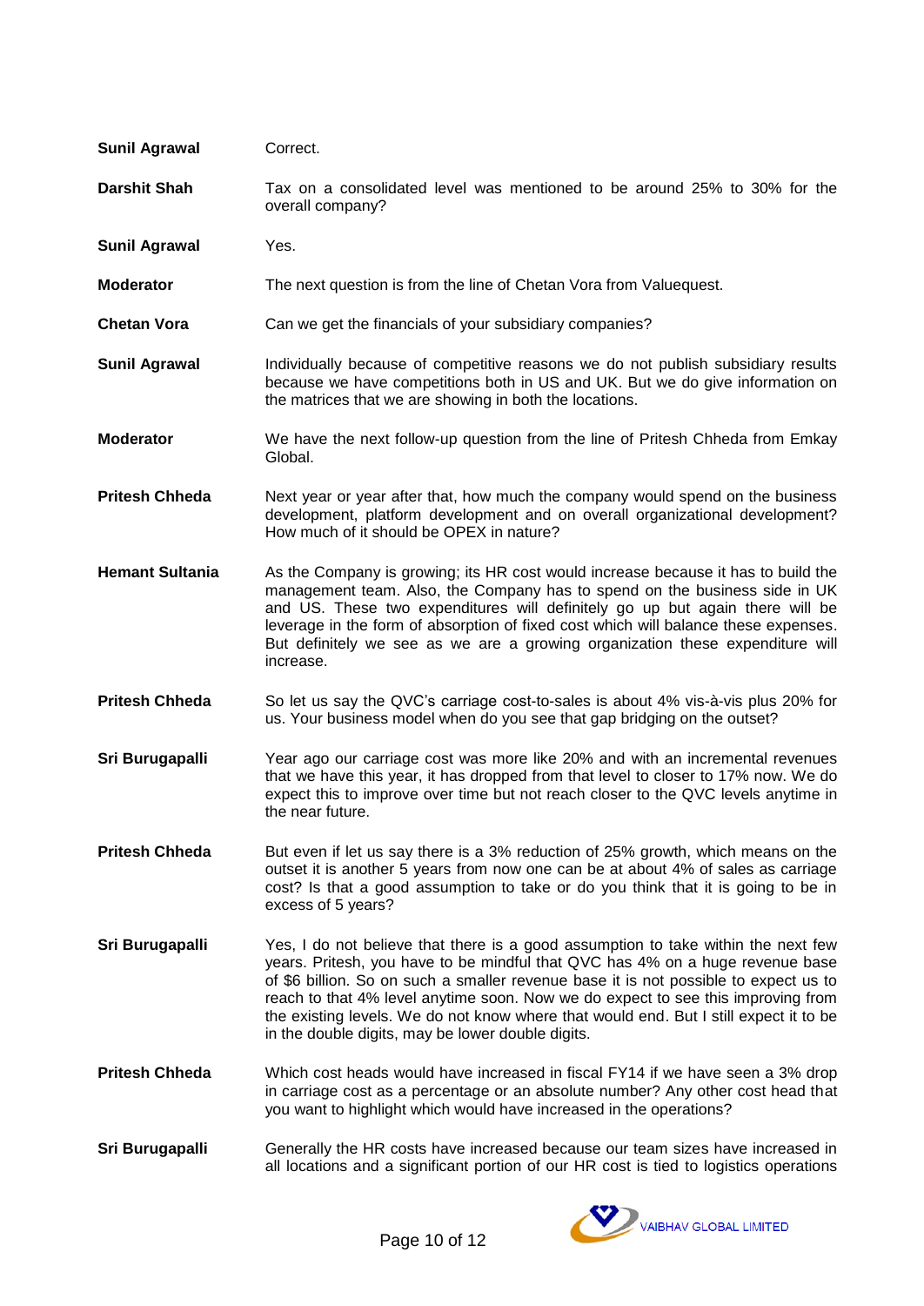**Sunil Agrawal** Correct.

**Darshit Shah** Tax on a consolidated level was mentioned to be around 25% to 30% for the overall company?

**Sunil Agrawal** Yes.

**Moderator** The next question is from the line of Chetan Vora from Valuequest.

**Chetan Vora** Can we get the financials of your subsidiary companies?

**Sunil Agrawal** Individually because of competitive reasons we do not publish subsidiary results because we have competitions both in US and UK. But we do give information on the matrices that we are showing in both the locations.

**Moderator** We have the next follow-up question from the line of Pritesh Chheda from Emkay Global.

**Pritesh Chheda** Next year or year after that, how much the company would spend on the business development, platform development and on overall organizational development? How much of it should be OPEX in nature?

**Hemant Sultania** As the Company is growing; its HR cost would increase because it has to build the management team. Also, the Company has to spend on the business side in UK and US. These two expenditures will definitely go up but again there will be leverage in the form of absorption of fixed cost which will balance these expenses. But definitely we see as we are a growing organization these expenditure will increase.

**Pritesh Chheda** So let us say the QVC's carriage cost-to-sales is about 4% vis-à-vis plus 20% for us. Your business model when do you see that gap bridging on the outset?

**Sri Burugapalli** Year ago our carriage cost was more like 20% and with an incremental revenues that we have this year, it has dropped from that level to closer to 17% now. We do expect this to improve over time but not reach closer to the QVC levels anytime in the near future.

**Pritesh Chheda** But even if let us say there is a 3% reduction of 25% growth, which means on the outset it is another 5 years from now one can be at about 4% of sales as carriage cost? Is that a good assumption to take or do you think that it is going to be in excess of 5 years?

**Sri Burugapalli** Yes, I do not believe that there is a good assumption to take within the next few years. Pritesh, you have to be mindful that QVC has 4% on a huge revenue base of $6 billion. So on such a smaller revenue base it is not possible to expect us to reach to that 4% level anytime soon. Now we do expect to see this improving from the existing levels. We do not know where that would end. But I still expect it to be in the double digits, may be lower double digits.

**Pritesh Chheda** Which cost heads would have increased in fiscal FY14 if we have seen a 3% drop in carriage cost as a percentage or an absolute number? Any other cost head that you want to highlight which would have increased in the operations?

**Sri Burugapalli** Generally the HR costs have increased because our team sizes have increased in all locations and a significant portion of our HR cost is tied to logistics operations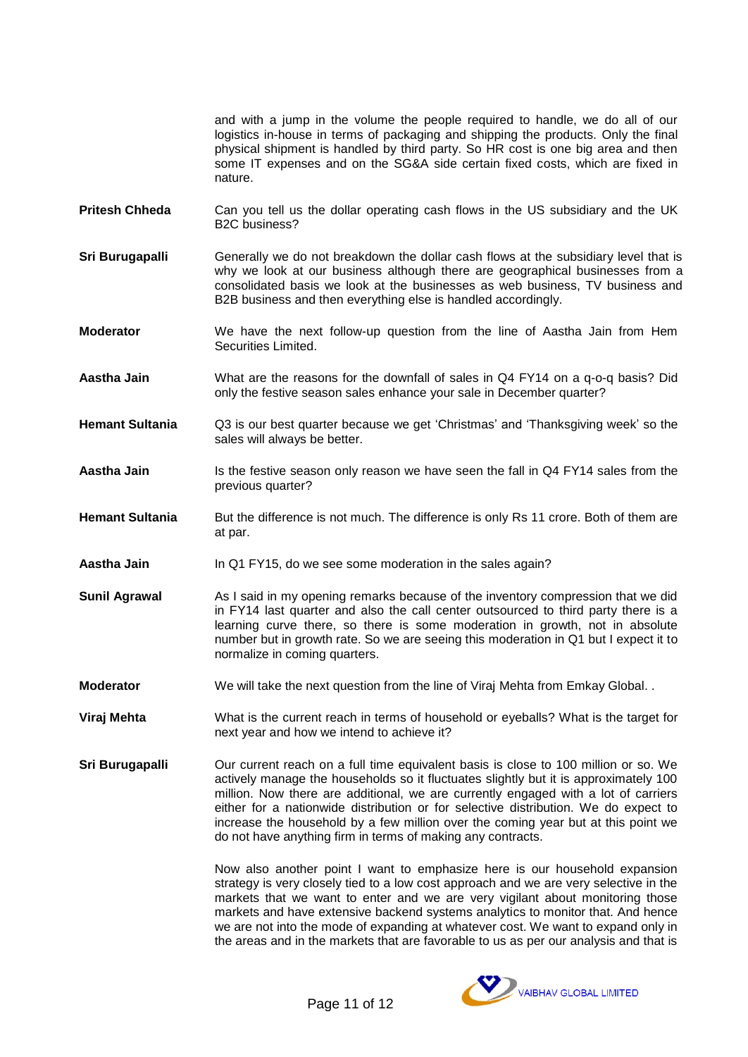and with a jump in the volume the people required to handle, we do all of our logistics in-house in terms of packaging and shipping the products. Only the final physical shipment is handled by third party. So HR cost is one big area and then some IT expenses and on the SG&A side certain fixed costs, which are fixed in nature.

**Pritesh Chheda** Can you tell us the dollar operating cash flows in the US subsidiary and the UK B2C business?

**Sri Burugapalli** Generally we do not breakdown the dollar cash flows at the subsidiary level that is why we look at our business although there are geographical businesses from a consolidated basis we look at the businesses as web business, TV business and B2B business and then everything else is handled accordingly.

**Moderator** We have the next follow-up question from the line of Aastha Jain from Hem Securities Limited.

**Aastha Jain** What are the reasons for the downfall of sales in Q4 FY14 on a q-o-q basis? Did only the festive season sales enhance your sale in December quarter?

**Hemant Sultania** Q3 is our best quarter because we get 'Christmas' and 'Thanksgiving week' so the sales will always be better.

**Aastha Jain** Is the festive season only reason we have seen the fall in Q4 FY14 sales from the previous quarter?

**Hemant Sultania** But the difference is not much. The difference is only Rs 11 crore. Both of them are at par.

**Aastha Jain** In Q1 FY15, do we see some moderation in the sales again?

**Sunil Agrawal** As I said in my opening remarks because of the inventory compression that we did in FY14 last quarter and also the call center outsourced to third party there is a learning curve there, so there is some moderation in growth, not in absolute number but in growth rate. So we are seeing this moderation in Q1 but I expect it to normalize in coming quarters.

**Moderator** We will take the next question from the line of Viraj Mehta from Emkay Global. .

**Viraj Mehta** What is the current reach in terms of household or eyeballs? What is the target for next year and how we intend to achieve it?

**Sri Burugapalli** Our current reach on a full time equivalent basis is close to 100 million or so. We actively manage the households so it fluctuates slightly but it is approximately 100 million. Now there are additional, we are currently engaged with a lot of carriers either for a nationwide distribution or for selective distribution. We do expect to increase the household by a few million over the coming year but at this point we do not have anything firm in terms of making any contracts.

Now also another point I want to emphasize here is our household expansion strategy is very closely tied to a low cost approach and we are very selective in the markets that we want to enter and we are very vigilant about monitoring those markets and have extensive backend systems analytics to monitor that. And hence we are not into the mode of expanding at whatever cost. We want to expand only in the areas and in the markets that are favorable to us as per our analysis and that is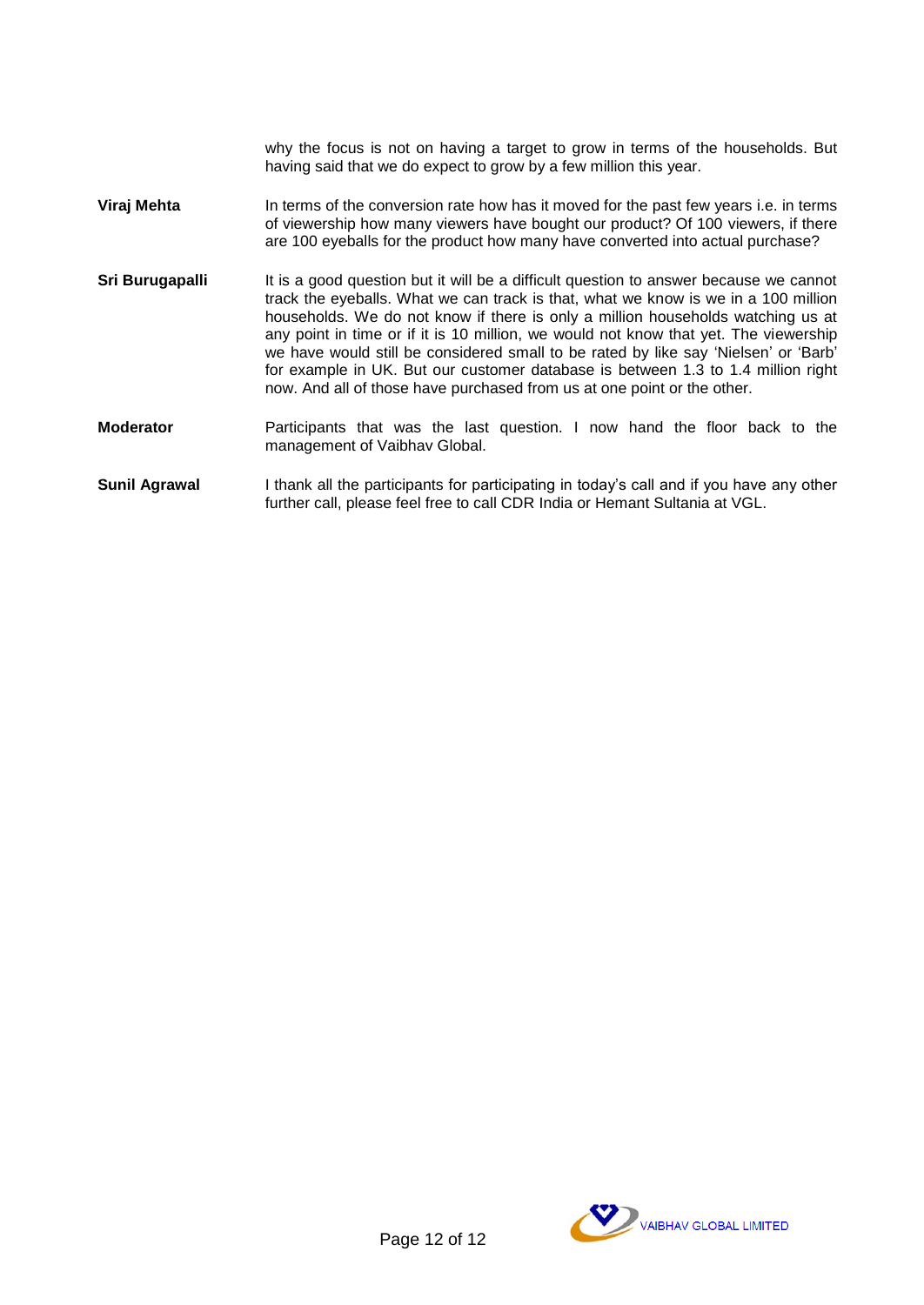why the focus is not on having a target to grow in terms of the households. But having said that we do expect to grow by a few million this year.

**Viraj Mehta**

In terms of the conversion rate how has it moved for the past few years i.e. in terms of viewership how many viewers have bought our product? Of 100 viewers, if there are 100 eyeballs for the product how many have converted into actual purchase?

**Sri Burugapalli**

It is a good question but it will be a difficult question to answer because we cannot track the eyeballs. What we can track is that, what we know is we in a 100 million households. We do not know if there is only a million households watching us at any point in time or if it is 10 million, we would not know that yet. The viewership we have would still be considered small to be rated by like say 'Nielsen' or 'Barb' for example in UK. But our customer database is between 1.3 to 1.4 million right now. And all of those have purchased from us at one point or the other.

**Moderator**

Participants that was the last question. I now hand the floor back to the management of Vaibhav Global.

**Sunil Agrawal**

I thank all the participants for participating in today's call and if you have any other further call, please feel free to call CDR India or Hemant Sultania at VGL.